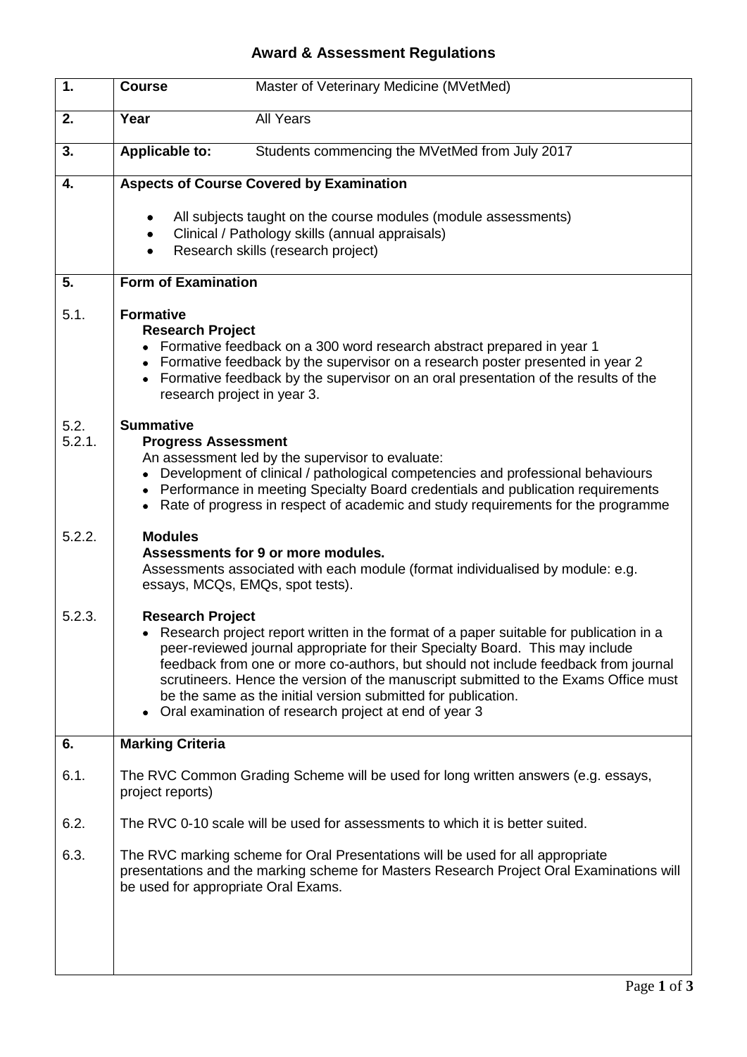# Award & Assessment Regulations

| | | |
|---|---|---|
| **1.** | **Course** | Master of Veterinary Medicine (MVetMed) |
| **2.** | **Year** | All Years |
| **3.** | **Applicable to:** | Students commencing the MVetMed from July 2017 |

**4. Aspects of Course Covered by Examination**

- All subjects taught on the course modules (module assessments)
- Clinical / Pathology skills (annual appraisals)
- Research skills (research project)

**5. Form of Examination**

5.1. **Formative**

**Research Project**

- Formative feedback on a 300 word research abstract prepared in year 1
- Formative feedback by the supervisor on a research poster presented in year 2
- Formative feedback by the supervisor on an oral presentation of the results of the research project in year 3.

5.2. **Summative**

5.2.1. **Progress Assessment**

An assessment led by the supervisor to evaluate:

- Development of clinical / pathological competencies and professional behaviours
- Performance in meeting Specialty Board credentials and publication requirements
- Rate of progress in respect of academic and study requirements for the programme

5.2.2. **Modules**

**Assessments for 9 or more modules.**

Assessments associated with each module (format individualised by module: e.g. essays, MCQs, EMQs, spot tests).

5.2.3. **Research Project**

- Research project report written in the format of a paper suitable for publication in a peer-reviewed journal appropriate for their Specialty Board. This may include feedback from one or more co-authors, but should not include feedback from journal scrutineers. Hence the version of the manuscript submitted to the Exams Office must be the same as the initial version submitted for publication.
- Oral examination of research project at end of year 3

**6. Marking Criteria**

6.1. The RVC Common Grading Scheme will be used for long written answers (e.g. essays, project reports)

6.2. The RVC 0-10 scale will be used for assessments to which it is better suited.

6.3. The RVC marking scheme for Oral Presentations will be used for all appropriate presentations and the marking scheme for Masters Research Project Oral Examinations will be used for appropriate Oral Exams.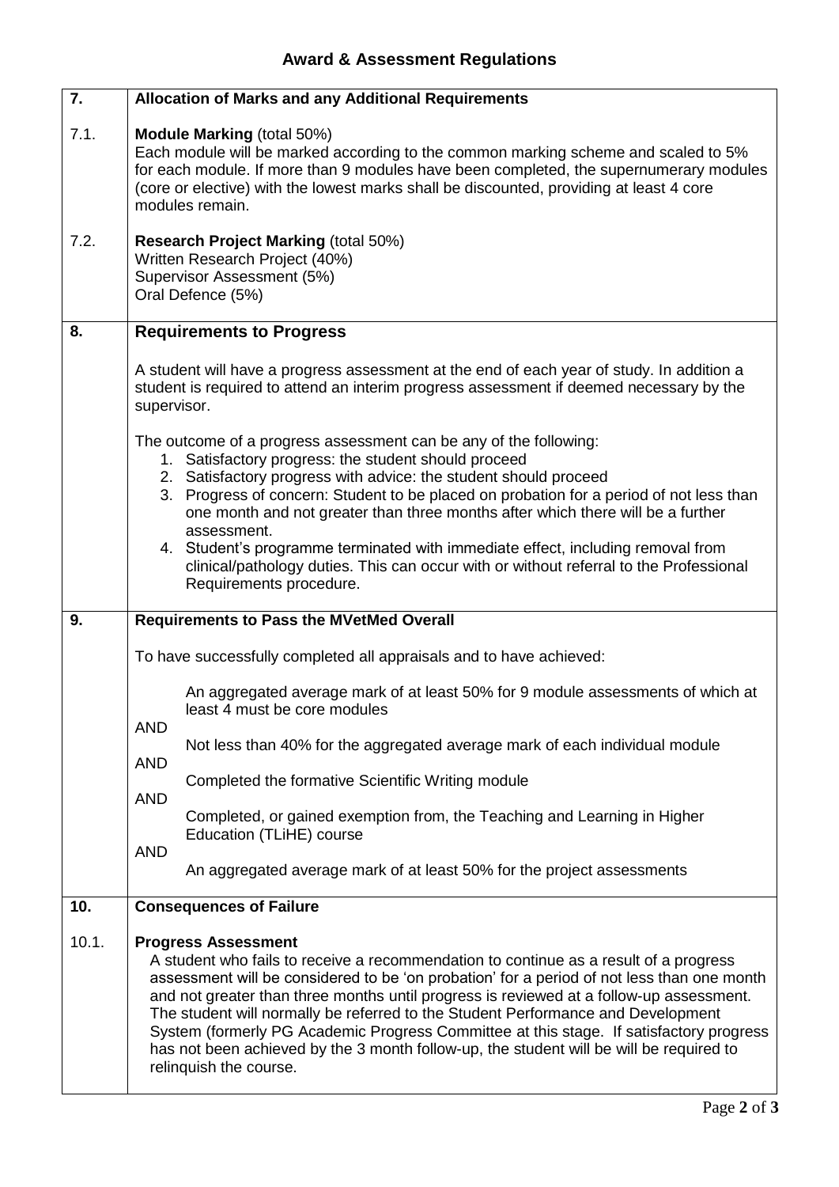## Award & Assessment Regulations

| | |
|---|---|
| **7.** | **Allocation of Marks and any Additional Requirements** |
| 7.1. | **Module Marking** (total 50%)<br>Each module will be marked according to the common marking scheme and scaled to 5% for each module. If more than 9 modules have been completed, the supernumerary modules (core or elective) with the lowest marks shall be discounted, providing at least 4 core modules remain. |
| 7.2. | **Research Project Marking** (total 50%)<br>Written Research Project (40%)<br>Supervisor Assessment (5%)<br>Oral Defence (5%) |
| **8.** | **Requirements to Progress**<br><br>A student will have a progress assessment at the end of each year of study. In addition a student is required to attend an interim progress assessment if deemed necessary by the supervisor.<br><br>The outcome of a progress assessment can be any of the following:<br>1. Satisfactory progress: the student should proceed<br>2. Satisfactory progress with advice: the student should proceed<br>3. Progress of concern: Student to be placed on probation for a period of not less than one month and not greater than three months after which there will be a further assessment.<br>4. Student's programme terminated with immediate effect, including removal from clinical/pathology duties. This can occur with or without referral to the Professional Requirements procedure. |
| **9.** | **Requirements to Pass the MVetMed Overall**<br><br>To have successfully completed all appraisals and to have achieved:<br><br>An aggregated average mark of at least 50% for 9 module assessments of which at least 4 must be core modules<br>AND<br>Not less than 40% for the aggregated average mark of each individual module<br>AND<br>Completed the formative Scientific Writing module<br>AND<br>Completed, or gained exemption from, the Teaching and Learning in Higher Education (TLiHE) course<br>AND<br>An aggregated average mark of at least 50% for the project assessments |
| **10.** | **Consequences of Failure** |
| 10.1. | **Progress Assessment**<br>A student who fails to receive a recommendation to continue as a result of a progress assessment will be considered to be 'on probation' for a period of not less than one month and not greater than three months until progress is reviewed at a follow-up assessment. The student will normally be referred to the Student Performance and Development System (formerly PG Academic Progress Committee at this stage. If satisfactory progress has not been achieved by the 3 month follow-up, the student will be will be required to relinquish the course. |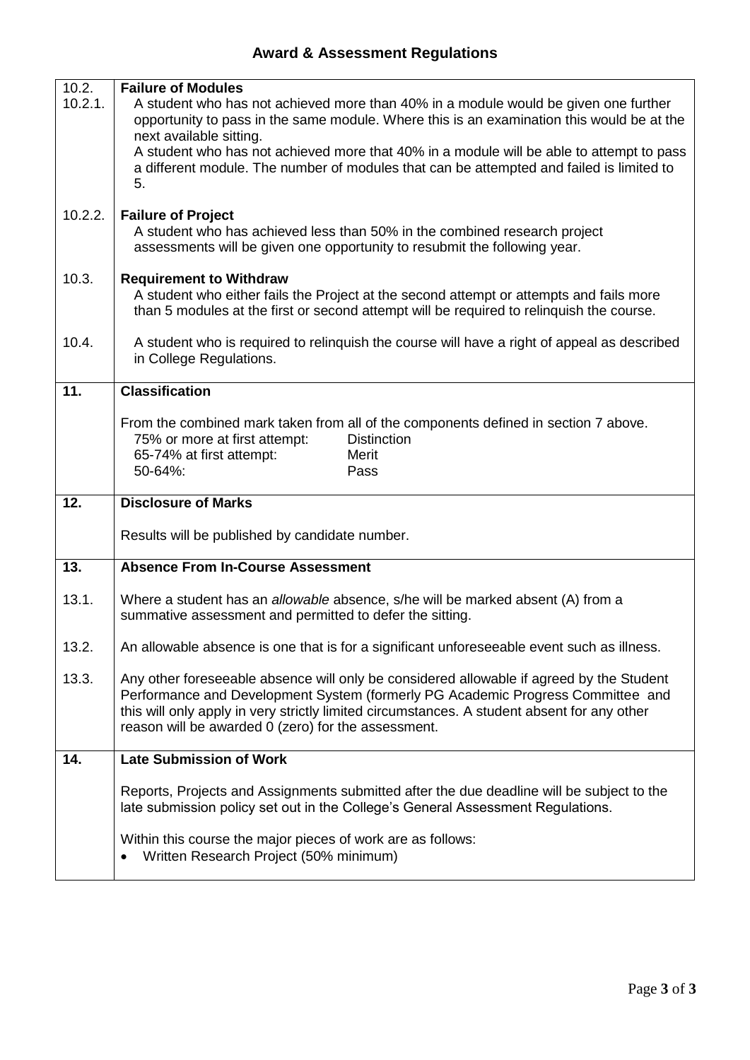# Award & Assessment Regulations

**10.2. Failure of Modules**

**10.2.1.** A student who has not achieved more than 40% in a module would be given one further opportunity to pass in the same module. Where this is an examination this would be at the next available sitting.

A student who has not achieved more that 40% in a module will be able to attempt to pass a different module. The number of modules that can be attempted and failed is limited to 5.

**10.2.2. Failure of Project**

A student who has achieved less than 50% in the combined research project assessments will be given one opportunity to resubmit the following year.

**10.3. Requirement to Withdraw**

A student who either fails the Project at the second attempt or attempts and fails more than 5 modules at the first or second attempt will be required to relinquish the course.

**10.4.** A student who is required to relinquish the course will have a right of appeal as described in College Regulations.

## 11. Classification

From the combined mark taken from all of the components defined in section 7 above.

| | |
|---|---|
| 75% or more at first attempt: | Distinction |
| 65-74% at first attempt: | Merit |
| 50-64%: | Pass |

## 12. Disclosure of Marks

Results will be published by candidate number.

## 13. Absence From In-Course Assessment

**13.1.** Where a student has an *allowable* absence, s/he will be marked absent (A) from a summative assessment and permitted to defer the sitting.

**13.2.** An allowable absence is one that is for a significant unforeseeable event such as illness.

**13.3.** Any other foreseeable absence will only be considered allowable if agreed by the Student Performance and Development System (formerly PG Academic Progress Committee and this will only apply in very strictly limited circumstances. A student absent for any other reason will be awarded 0 (zero) for the assessment.

## 14. Late Submission of Work

Reports, Projects and Assignments submitted after the due deadline will be subject to the late submission policy set out in the College's General Assessment Regulations.

Within this course the major pieces of work are as follows:

- Written Research Project (50% minimum)